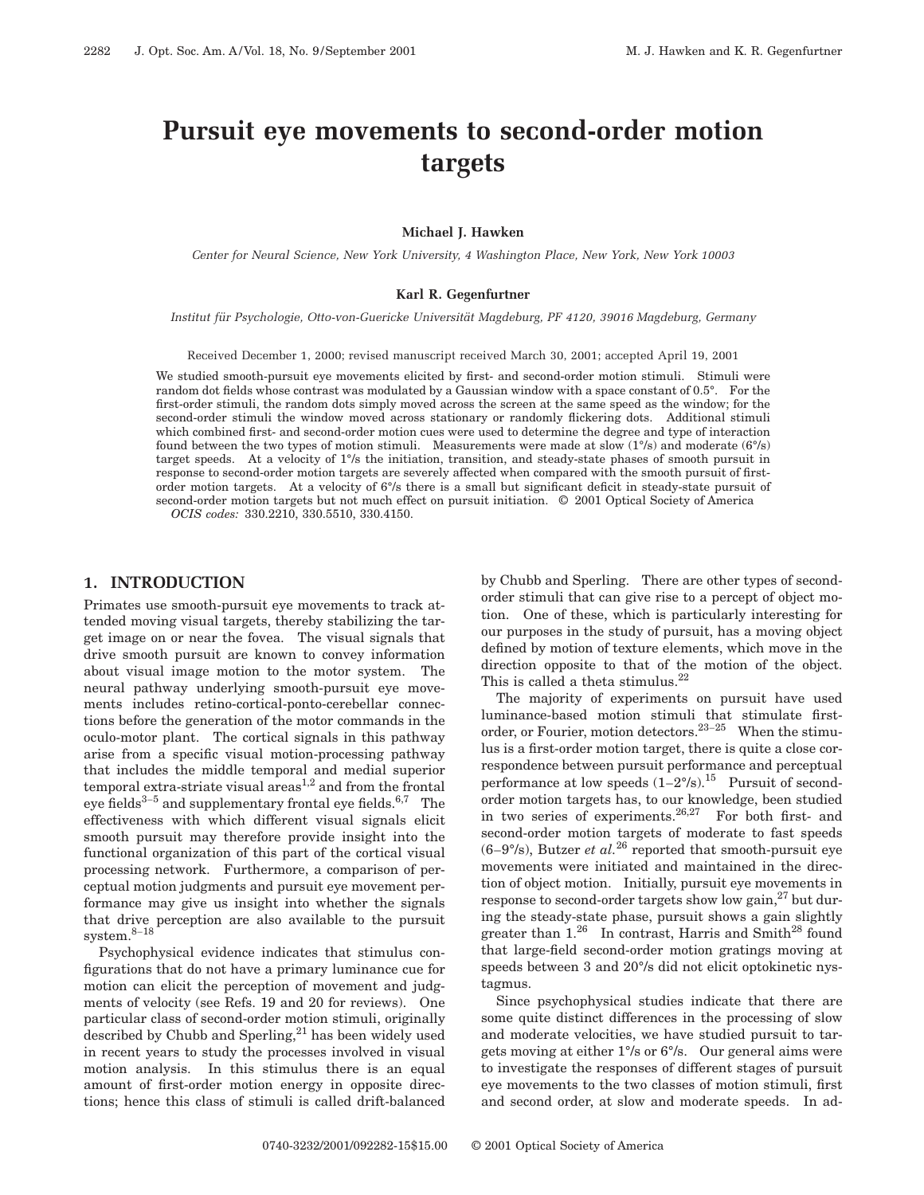# Pursuit eye movements to second-order motion targets

**Michael J. Hawken**

*Center for Neural Science, New York University, 4 Washington Place, New York, New York 10003*

**Karl R. Gegenfurtner**

*Institut für Psychologie, Otto-von-Guericke Universität Magdeburg, PF 4120, 39016 Magdeburg, Germany*

Received December 1, 2000; revised manuscript received March 30, 2001; accepted April 19, 2001

We studied smooth-pursuit eye movements elicited by first- and second-order motion stimuli. Stimuli were random dot fields whose contrast was modulated by a Gaussian window with a space constant of 0.5°. For the first-order stimuli, the random dots simply moved across the screen at the same speed as the window; for the second-order stimuli the window moved across stationary or randomly flickering dots. Additional stimuli which combined first- and second-order motion cues were used to determine the degree and type of interaction found between the two types of motion stimuli. Measurements were made at slow (1°/s) and moderate (6°/s) target speeds. At a velocity of 1°/s the initiation, transition, and steady-state phases of smooth pursuit in response to second-order motion targets are severely affected when compared with the smooth pursuit of first-order motion targets. At a velocity of 6°/s there is a small but significant deficit in steady-state pursuit of second-order motion targets but not much effect on pursuit initiation. © 2001 Optical Society of America

*OCIS codes:* 330.2210, 330.5510, 330.4150.

## 1. INTRODUCTION

Primates use smooth-pursuit eye movements to track attended moving visual targets, thereby stabilizing the target image on or near the fovea. The visual signals that drive smooth pursuit are known to convey information about visual image motion to the motor system. The neural pathway underlying smooth-pursuit eye movements includes retino-cortical-ponto-cerebellar connections before the generation of the motor commands in the oculo-motor plant. The cortical signals in this pathway arise from a specific visual motion-processing pathway that includes the middle temporal and medial superior temporal extra-striate visual areas[1,2] and from the frontal eye fields[3–5] and supplementary frontal eye fields.[6,7] The effectiveness with which different visual signals elicit smooth pursuit may therefore provide insight into the functional organization of this part of the cortical visual processing network. Furthermore, a comparison of perceptual motion judgments and pursuit eye movement performance may give us insight into whether the signals that drive perception are also available to the pursuit system.[8–18]

Psychophysical evidence indicates that stimulus configurations that do not have a primary luminance cue for motion can elicit the perception of movement and judgments of velocity (see Refs. 19 and 20 for reviews). One particular class of second-order motion stimuli, originally described by Chubb and Sperling,[21] has been widely used in recent years to study the processes involved in visual motion analysis. In this stimulus there is an equal amount of first-order motion energy in opposite directions; hence this class of stimuli is called drift-balanced by Chubb and Sperling. There are other types of second-order stimuli that can give rise to a percept of object motion. One of these, which is particularly interesting for our purposes in the study of pursuit, has a moving object defined by motion of texture elements, which move in the direction opposite to that of the motion of the object. This is called a theta stimulus.[22]

The majority of experiments on pursuit have used luminance-based motion stimuli that stimulate first-order, or Fourier, motion detectors.[23–25] When the stimulus is a first-order motion target, there is quite a close correspondence between pursuit performance and perceptual performance at low speeds (1–2°/s).[15] Pursuit of second-order motion targets has, to our knowledge, been studied in two series of experiments.[26,27] For both first- and second-order motion targets of moderate to fast speeds (6–9°/s), Butzer *et al.*[26] reported that smooth-pursuit eye movements were initiated and maintained in the direction of object motion. Initially, pursuit eye movements in response to second-order targets show low gain,[27] but during the steady-state phase, pursuit shows a gain slightly greater than 1.[26] In contrast, Harris and Smith[28] found that large-field second-order motion gratings moving at speeds between 3 and 20°/s did not elicit optokinetic nystagmus.

Since psychophysical studies indicate that there are some quite distinct differences in the processing of slow and moderate velocities, we have studied pursuit to targets moving at either 1°/s or 6°/s. Our general aims were to investigate the responses of different stages of pursuit eye movements to the two classes of motion stimuli, first and second order, at slow and moderate speeds. In ad-

0740-3232/2001/092282-15$15.00 © 2001 Optical Society of America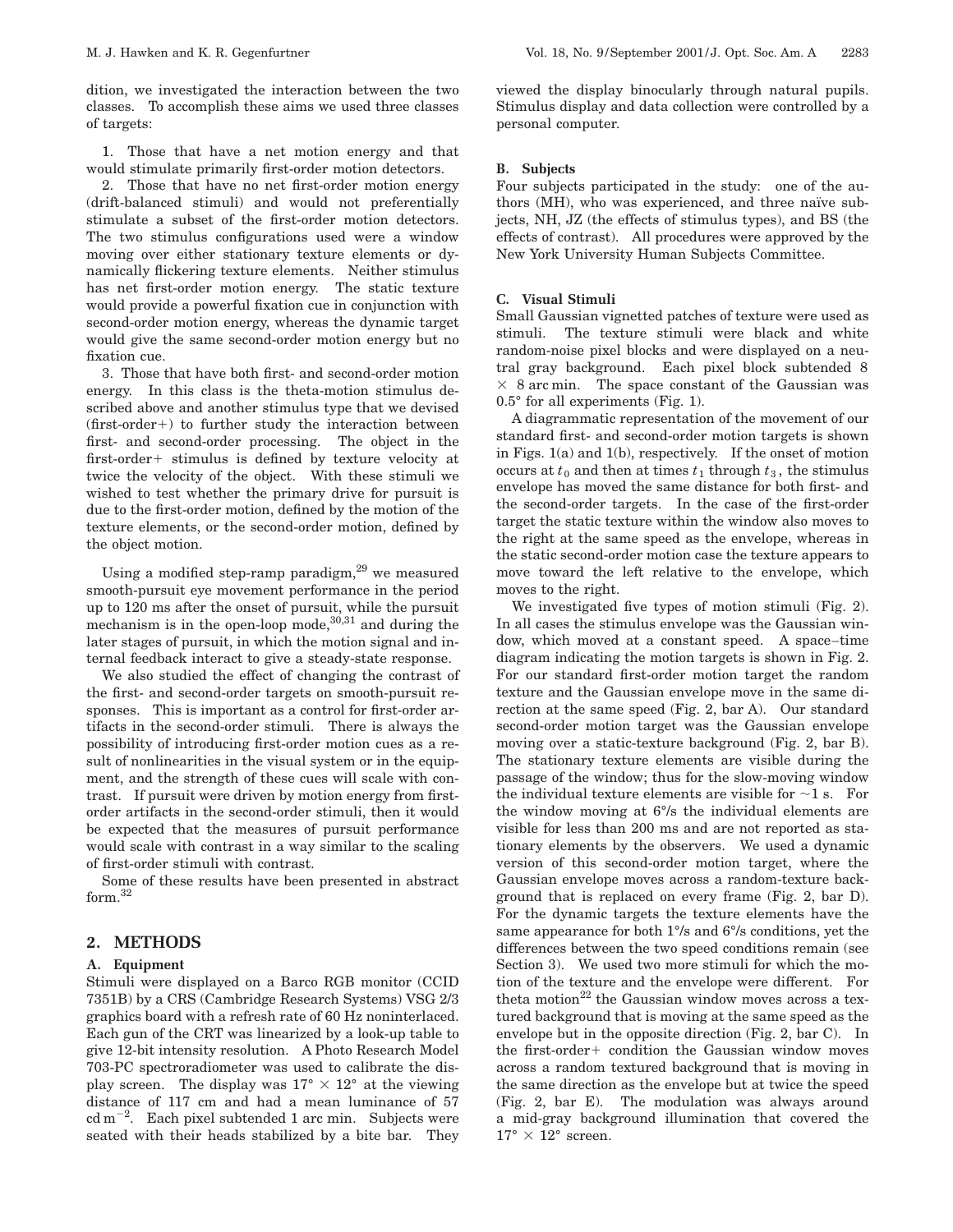dition, we investigated the interaction between the two classes. To accomplish these aims we used three classes of targets:

1. Those that have a net motion energy and that would stimulate primarily first-order motion detectors.
2. Those that have no net first-order motion energy (drift-balanced stimuli) and would not preferentially stimulate a subset of the first-order motion detectors. The two stimulus configurations used were a window moving over either stationary texture elements or dynamically flickering texture elements. Neither stimulus has net first-order motion energy. The static texture would provide a powerful fixation cue in conjunction with second-order motion energy, whereas the dynamic target would give the same second-order motion energy but no fixation cue.
3. Those that have both first- and second-order motion energy. In this class is the theta-motion stimulus described above and another stimulus type that we devised (first-order+) to further study the interaction between first- and second-order processing. The object in the first-order+ stimulus is defined by texture velocity at twice the velocity of the object. With these stimuli we wished to test whether the primary drive for pursuit is due to the first-order motion, defined by the motion of the texture elements, or the second-order motion, defined by the object motion.

Using a modified step-ramp paradigm,[29] we measured smooth-pursuit eye movement performance in the period up to 120 ms after the onset of pursuit, while the pursuit mechanism is in the open-loop mode,[30,31] and during the later stages of pursuit, in which the motion signal and internal feedback interact to give a steady-state response.

We also studied the effect of changing the contrast of the first- and second-order targets on smooth-pursuit responses. This is important as a control for first-order artifacts in the second-order stimuli. There is always the possibility of introducing first-order motion cues as a result of nonlinearities in the visual system or in the equipment, and the strength of these cues will scale with contrast. If pursuit were driven by motion energy from first-order artifacts in the second-order stimuli, then it would be expected that the measures of pursuit performance would scale with contrast in a way similar to the scaling of first-order stimuli with contrast.

Some of these results have been presented in abstract form.[32]

## 2. METHODS

### A. Equipment

Stimuli were displayed on a Barco RGB monitor (CCID 7351B) by a CRS (Cambridge Research Systems) VSG 2/3 graphics board with a refresh rate of 60 Hz noninterlaced. Each gun of the CRT was linearized by a look-up table to give 12-bit intensity resolution. A Photo Research Model 703-PC spectroradiometer was used to calibrate the display screen. The display was 17° × 12° at the viewing distance of 117 cm and had a mean luminance of 57 cd m$^{-2}$. Each pixel subtended 1 arc min. Subjects were seated with their heads stabilized by a bite bar. They viewed the display binocularly through natural pupils. Stimulus display and data collection were controlled by a personal computer.

### B. Subjects

Four subjects participated in the study: one of the authors (MH), who was experienced, and three naïve subjects, NH, JZ (the effects of stimulus types), and BS (the effects of contrast). All procedures were approved by the New York University Human Subjects Committee.

### C. Visual Stimuli

Small Gaussian vignetted patches of texture were used as stimuli. The texture stimuli were black and white random-noise pixel blocks and were displayed on a neutral gray background. Each pixel block subtended 8 × 8 arc min. The space constant of the Gaussian was 0.5° for all experiments (Fig. 1).

A diagrammatic representation of the movement of our standard first- and second-order motion targets is shown in Figs. 1(a) and 1(b), respectively. If the onset of motion occurs at $t_0$ and then at times $t_1$ through $t_3$, the stimulus envelope has moved the same distance for both first- and the second-order targets. In the case of the first-order target the static texture within the window also moves to the right at the same speed as the envelope, whereas in the static second-order motion case the texture appears to move toward the left relative to the envelope, which moves to the right.

We investigated five types of motion stimuli (Fig. 2). In all cases the stimulus envelope was the Gaussian window, which moved at a constant speed. A space–time diagram indicating the motion targets is shown in Fig. 2. For our standard first-order motion target the random texture and the Gaussian envelope move in the same direction at the same speed (Fig. 2, bar A). Our standard second-order motion target was the Gaussian envelope moving over a static-texture background (Fig. 2, bar B). The stationary texture elements are visible during the passage of the window; thus for the slow-moving window the individual texture elements are visible for ~1 s. For the window moving at 6°/s the individual elements are visible for less than 200 ms and are not reported as stationary elements by the observers. We used a dynamic version of this second-order motion target, where the Gaussian envelope moves across a random-texture background that is replaced on every frame (Fig. 2, bar D). For the dynamic targets the texture elements have the same appearance for both 1°/s and 6°/s conditions, yet the differences between the two speed conditions remain (see Section 3). We used two more stimuli for which the motion of the texture and the envelope were different. For theta motion[22] the Gaussian window moves across a textured background that is moving at the same speed as the envelope but in the opposite direction (Fig. 2, bar C). In the first-order+ condition the Gaussian window moves across a random textured background that is moving in the same direction as the envelope but at twice the speed (Fig. 2, bar E). The modulation was always around a mid-gray background illumination that covered the 17° × 12° screen.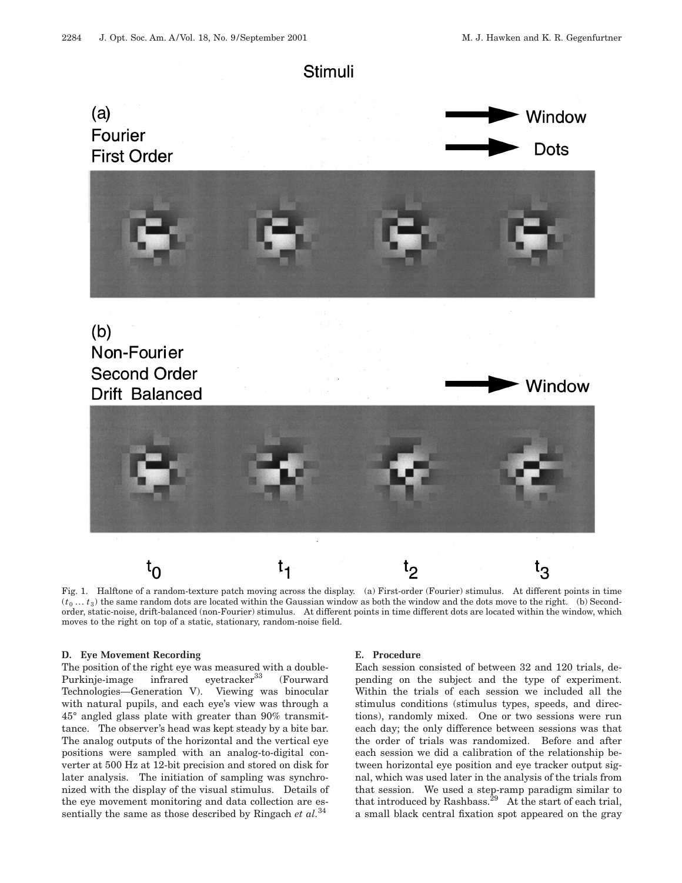Fig. 1. Halftone of a random-texture patch moving across the display. (a) First-order (Fourier) stimulus. At different points in time ($t_0 \ldots t_3$) the same random dots are located within the Gaussian window as both the window and the dots move to the right. (b) Second-order, static-noise, drift-balanced (non-Fourier) stimulus. At different points in time different dots are located within the window, which moves to the right on top of a static, stationary, random-noise field.

### D. Eye Movement Recording

The position of the right eye was measured with a double-Purkinje-image infrared eyetracker[33] (Fourward Technologies—Generation V). Viewing was binocular with natural pupils, and each eye's view was through a 45° angled glass plate with greater than 90% transmittance. The observer's head was kept steady by a bite bar. The analog outputs of the horizontal and the vertical eye positions were sampled with an analog-to-digital converter at 500 Hz at 12-bit precision and stored on disk for later analysis. The initiation of sampling was synchronized with the display of the visual stimulus. Details of the eye movement monitoring and data collection are essentially the same as those described by Ringach *et al.*[34]

### E. Procedure

Each session consisted of between 32 and 120 trials, depending on the subject and the type of experiment. Within the trials of each session we included all the stimulus conditions (stimulus types, speeds, and directions), randomly mixed. One or two sessions were run each day; the only difference between sessions was that the order of trials was randomized. Before and after each session we did a calibration of the relationship between horizontal eye position and eye tracker output signal, which was used later in the analysis of the trials from that session. We used a step-ramp paradigm similar to that introduced by Rashbass.[29] At the start of each trial, a small black central fixation spot appeared on the gray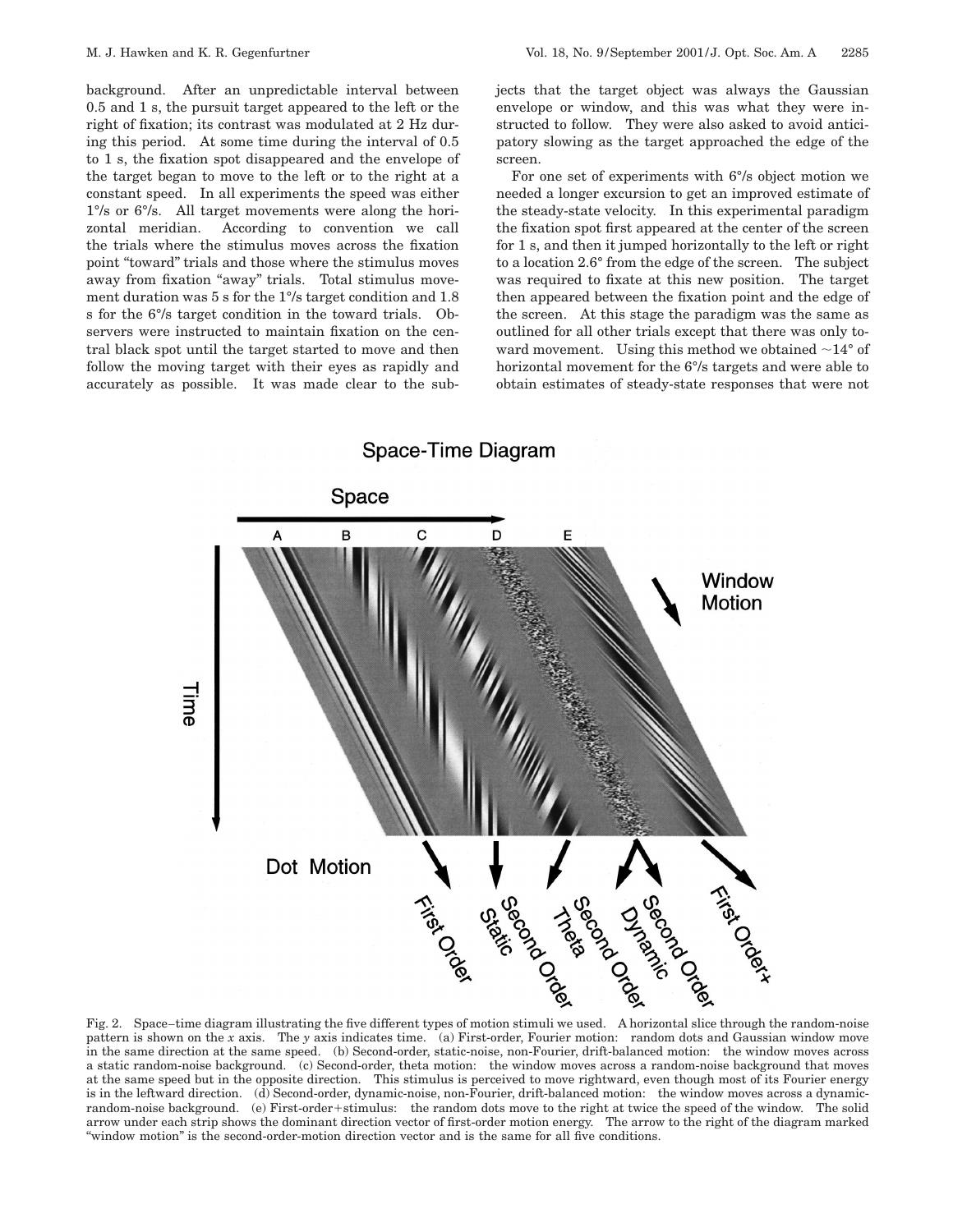background. After an unpredictable interval between 0.5 and 1 s, the pursuit target appeared to the left or the right of fixation; its contrast was modulated at 2 Hz during this period. At some time during the interval of 0.5 to 1 s, the fixation spot disappeared and the envelope of the target began to move to the left or to the right at a constant speed. In all experiments the speed was either 1°/s or 6°/s. All target movements were along the horizontal meridian. According to convention we call the trials where the stimulus moves across the fixation point "toward" trials and those where the stimulus moves away from fixation "away" trials. Total stimulus movement duration was 5 s for the 1°/s target condition and 1.8 s for the 6°/s target condition in the toward trials. Observers were instructed to maintain fixation on the central black spot until the target started to move and then follow the moving target with their eyes as rapidly and accurately as possible. It was made clear to the subjects that the target object was always the Gaussian envelope or window, and this was what they were instructed to follow. They were also asked to avoid anticipatory slowing as the target approached the edge of the screen.

For one set of experiments with 6°/s object motion we needed a longer excursion to get an improved estimate of the steady-state velocity. In this experimental paradigm the fixation spot first appeared at the center of the screen for 1 s, and then it jumped horizontally to the left or right to a location 2.6° from the edge of the screen. The subject was required to fixate at this new position. The target then appeared between the fixation point and the edge of the screen. At this stage the paradigm was the same as outlined for all other trials except that there was only toward movement. Using this method we obtained ~14° of horizontal movement for the 6°/s targets and were able to obtain estimates of steady-state responses that were not

Fig. 2. Space–time diagram illustrating the five different types of motion stimuli we used. A horizontal slice through the random-noise pattern is shown on the *x* axis. The *y* axis indicates time. (a) First-order, Fourier motion: random dots and Gaussian window move in the same direction at the same speed. (b) Second-order, static-noise, non-Fourier, drift-balanced motion: the window moves across a static random-noise background. (c) Second-order, theta motion: the window moves across a random-noise background that moves at the same speed but in the opposite direction. This stimulus is perceived to move rightward, even though most of its Fourier energy is in the leftward direction. (d) Second-order, dynamic-noise, non-Fourier, drift-balanced motion: the window moves across a dynamic-random-noise background. (e) First-order+stimulus: the random dots move to the right at twice the speed of the window. The solid arrow under each strip shows the dominant direction vector of first-order motion energy. The arrow to the right of the diagram marked "window motion" is the second-order-motion direction vector and is the same for all five conditions.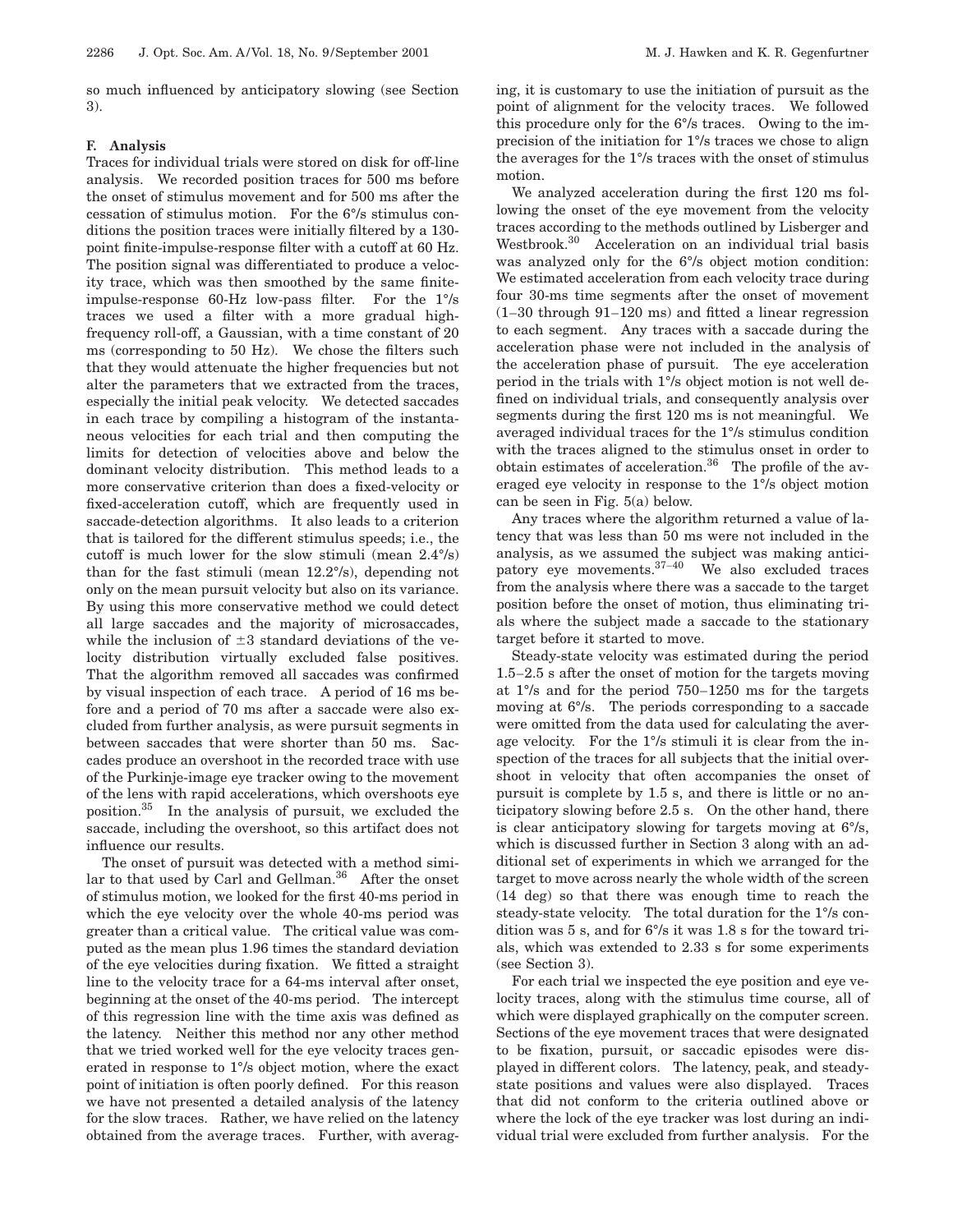so much influenced by anticipatory slowing (see Section 3).

### F. Analysis

Traces for individual trials were stored on disk for off-line analysis. We recorded position traces for 500 ms before the onset of stimulus movement and for 500 ms after the cessation of stimulus motion. For the 6°/s stimulus conditions the position traces were initially filtered by a 130-point finite-impulse-response filter with a cutoff at 60 Hz. The position signal was differentiated to produce a velocity trace, which was then smoothed by the same finite-impulse-response 60-Hz low-pass filter. For the 1°/s traces we used a filter with a more gradual high-frequency roll-off, a Gaussian, with a time constant of 20 ms (corresponding to 50 Hz). We chose the filters such that they would attenuate the higher frequencies but not alter the parameters that we extracted from the traces, especially the initial peak velocity. We detected saccades in each trace by compiling a histogram of the instantaneous velocities for each trial and then computing the limits for detection of velocities above and below the dominant velocity distribution. This method leads to a more conservative criterion than does a fixed-velocity or fixed-acceleration cutoff, which are frequently used in saccade-detection algorithms. It also leads to a criterion that is tailored for the different stimulus speeds; i.e., the cutoff is much lower for the slow stimuli (mean 2.4°/s) than for the fast stimuli (mean 12.2°/s), depending not only on the mean pursuit velocity but also on its variance. By using this more conservative method we could detect all large saccades and the majority of microsaccades, while the inclusion of $\pm 3$ standard deviations of the velocity distribution virtually excluded false positives. That the algorithm removed all saccades was confirmed by visual inspection of each trace. A period of 16 ms before and a period of 70 ms after a saccade were also excluded from further analysis, as were pursuit segments in between saccades that were shorter than 50 ms. Saccades produce an overshoot in the recorded trace with use of the Purkinje-image eye tracker owing to the movement of the lens with rapid accelerations, which overshoots eye position.[35] In the analysis of pursuit, we excluded the saccade, including the overshoot, so this artifact does not influence our results.

The onset of pursuit was detected with a method similar to that used by Carl and Gellman.[36] After the onset of stimulus motion, we looked for the first 40-ms period in which the eye velocity over the whole 40-ms period was greater than a critical value. The critical value was computed as the mean plus 1.96 times the standard deviation of the eye velocities during fixation. We fitted a straight line to the velocity trace for a 64-ms interval after onset, beginning at the onset of the 40-ms period. The intercept of this regression line with the time axis was defined as the latency. Neither this method nor any other method that we tried worked well for the eye velocity traces generated in response to 1°/s object motion, where the exact point of initiation is often poorly defined. For this reason we have not presented a detailed analysis of the latency for the slow traces. Rather, we have relied on the latency obtained from the average traces. Further, with averaging, it is customary to use the initiation of pursuit as the point of alignment for the velocity traces. We followed this procedure only for the 6°/s traces. Owing to the imprecision of the initiation for 1°/s traces we chose to align the averages for the 1°/s traces with the onset of stimulus motion.

We analyzed acceleration during the first 120 ms following the onset of the eye movement from the velocity traces according to the methods outlined by Lisberger and Westbrook.[30] Acceleration on an individual trial basis was analyzed only for the 6°/s object motion condition: We estimated acceleration from each velocity trace during four 30-ms time segments after the onset of movement (1–30 through 91–120 ms) and fitted a linear regression to each segment. Any traces with a saccade during the acceleration phase were not included in the analysis of the acceleration phase of pursuit. The eye acceleration period in the trials with 1°/s object motion is not well defined on individual trials, and consequently analysis over segments during the first 120 ms is not meaningful. We averaged individual traces for the 1°/s stimulus condition with the traces aligned to the stimulus onset in order to obtain estimates of acceleration.[36] The profile of the averaged eye velocity in response to the 1°/s object motion can be seen in Fig. 5(a) below.

Any traces where the algorithm returned a value of latency that was less than 50 ms were not included in the analysis, as we assumed the subject was making anticipatory eye movements.[37–40] We also excluded traces from the analysis where there was a saccade to the target position before the onset of motion, thus eliminating trials where the subject made a saccade to the stationary target before it started to move.

Steady-state velocity was estimated during the period 1.5–2.5 s after the onset of motion for the targets moving at 1°/s and for the period 750–1250 ms for the targets moving at 6°/s. The periods corresponding to a saccade were omitted from the data used for calculating the average velocity. For the 1°/s stimuli it is clear from the inspection of the traces for all subjects that the initial overshoot in velocity that often accompanies the onset of pursuit is complete by 1.5 s, and there is little or no anticipatory slowing before 2.5 s. On the other hand, there is clear anticipatory slowing for targets moving at 6°/s, which is discussed further in Section 3 along with an additional set of experiments in which we arranged for the target to move across nearly the whole width of the screen (14 deg) so that there was enough time to reach the steady-state velocity. The total duration for the 1°/s condition was 5 s, and for 6°/s it was 1.8 s for the toward trials, which was extended to 2.33 s for some experiments (see Section 3).

For each trial we inspected the eye position and eye velocity traces, along with the stimulus time course, all of which were displayed graphically on the computer screen. Sections of the eye movement traces that were designated to be fixation, pursuit, or saccadic episodes were displayed in different colors. The latency, peak, and steady-state positions and values were also displayed. Traces that did not conform to the criteria outlined above or where the lock of the eye tracker was lost during an individual trial were excluded from further analysis. For the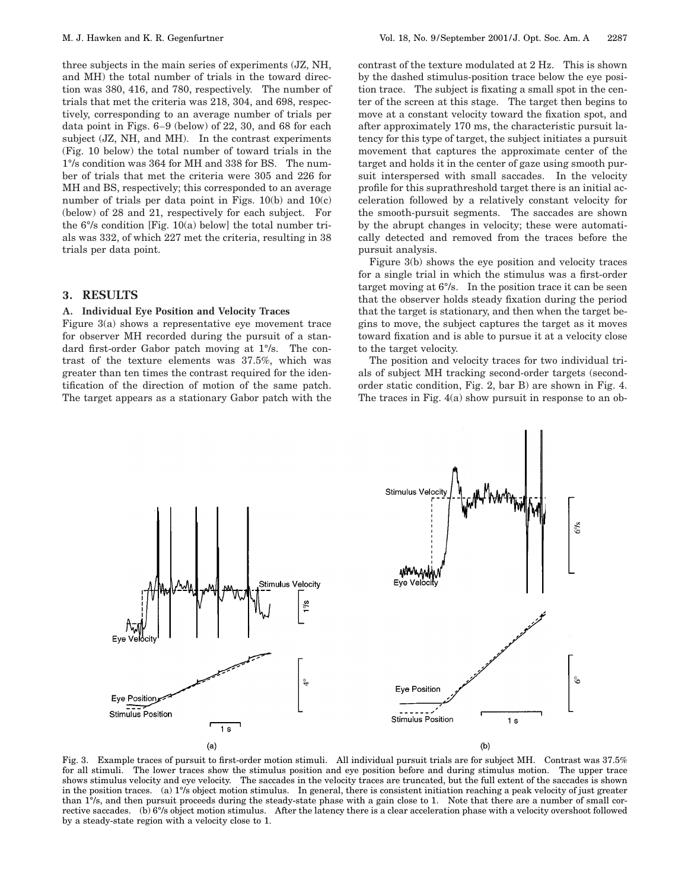three subjects in the main series of experiments (JZ, NH, and MH) the total number of trials in the toward direction was 380, 416, and 780, respectively. The number of trials that met the criteria was 218, 304, and 698, respectively, corresponding to an average number of trials per data point in Figs. 6–9 (below) of 22, 30, and 68 for each subject (JZ, NH, and MH). In the contrast experiments (Fig. 10 below) the total number of toward trials in the 1°/s condition was 364 for MH and 338 for BS. The number of trials that met the criteria were 305 and 226 for MH and BS, respectively; this corresponded to an average number of trials per data point in Figs. 10(b) and 10(c) (below) of 28 and 21, respectively for each subject. For the 6°/s condition [Fig. 10(a) below] the total number trials was 332, of which 227 met the criteria, resulting in 38 trials per data point.

## 3. RESULTS

### A. Individual Eye Position and Velocity Traces

Figure 3(a) shows a representative eye movement trace for observer MH recorded during the pursuit of a standard first-order Gabor patch moving at 1°/s. The contrast of the texture elements was 37.5%, which was greater than ten times the contrast required for the identification of the direction of motion of the same patch. The target appears as a stationary Gabor patch with the contrast of the texture modulated at 2 Hz. This is shown by the dashed stimulus-position trace below the eye position trace. The subject is fixating a small spot in the center of the screen at this stage. The target then begins to move at a constant velocity toward the fixation spot, and after approximately 170 ms, the characteristic pursuit latency for this type of target, the subject initiates a pursuit movement that captures the approximate center of the target and holds it in the center of gaze using smooth pursuit interspersed with small saccades. In the velocity profile for this suprathreshold target there is an initial acceleration followed by a relatively constant velocity for the smooth-pursuit segments. The saccades are shown by the abrupt changes in velocity; these were automatically detected and removed from the traces before the pursuit analysis.

Figure 3(b) shows the eye position and velocity traces for a single trial in which the stimulus was a first-order target moving at 6°/s. In the position trace it can be seen that the observer holds steady fixation during the period that the target is stationary, and then when the target begins to move, the subject captures the target as it moves toward fixation and is able to pursue it at a velocity close to the target velocity.

The position and velocity traces for two individual trials of subject MH tracking second-order targets (second-order static condition, Fig. 2, bar B) are shown in Fig. 4. The traces in Fig. 4(a) show pursuit in response to an ob-

Fig. 3. Example traces of pursuit to first-order motion stimuli. All individual pursuit trials are for subject MH. Contrast was 37.5% for all stimuli. The lower traces show the stimulus position and eye position before and during stimulus motion. The upper trace shows stimulus velocity and eye velocity. The saccades in the velocity traces are truncated, but the full extent of the saccades is shown in the position traces. (a) 1°/s object motion stimulus. In general, there is consistent initiation reaching a peak velocity of just greater than 1°/s, and then pursuit proceeds during the steady-state phase with a gain close to 1. Note that there are a number of small corrective saccades. (b) 6°/s object motion stimulus. After the latency there is a clear acceleration phase with a velocity overshoot followed by a steady-state region with a velocity close to 1.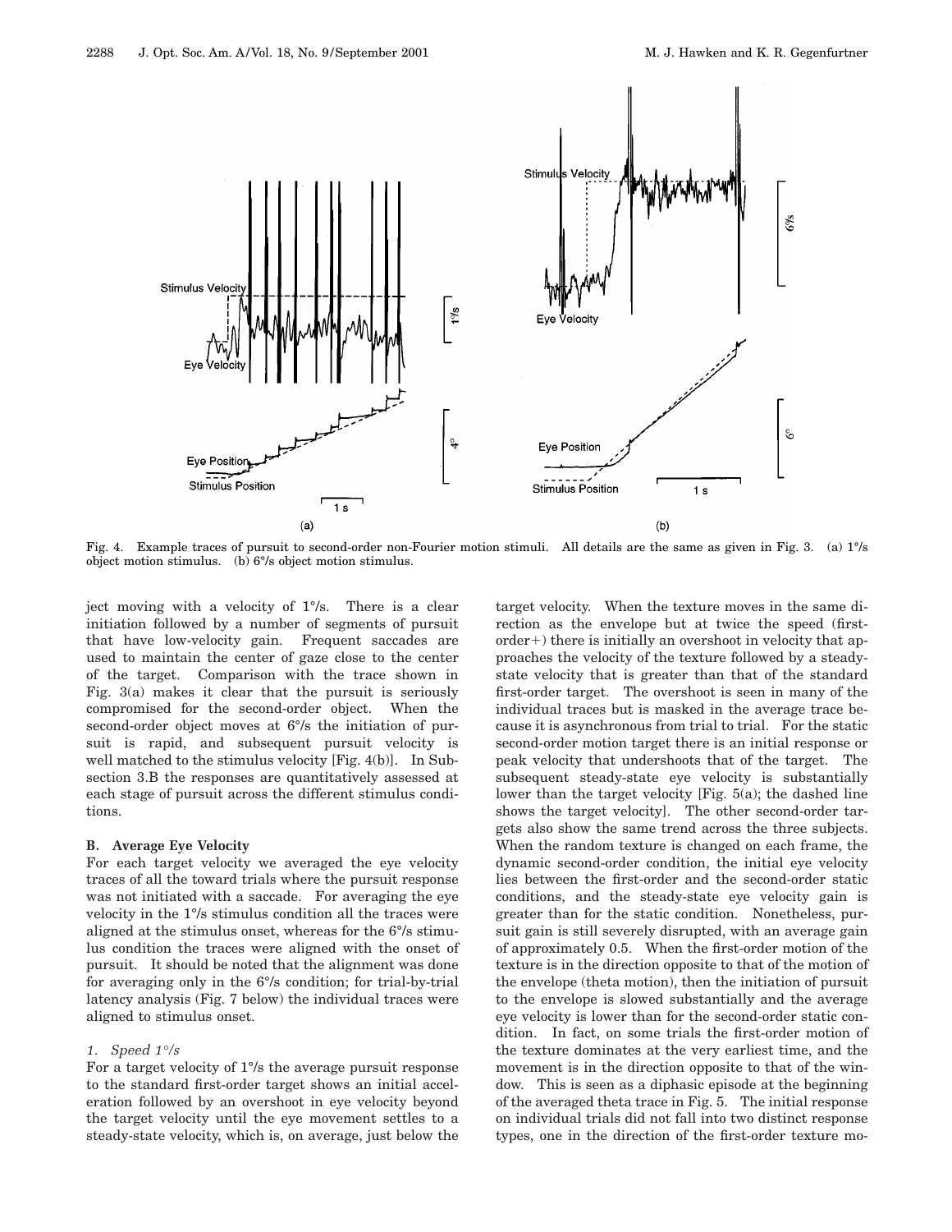Fig. 4. Example traces of pursuit to second-order non-Fourier motion stimuli. All details are the same as given in Fig. 3. (a) 1°/s object motion stimulus. (b) 6°/s object motion stimulus.

ject moving with a velocity of 1°/s. There is a clear initiation followed by a number of segments of pursuit that have low-velocity gain. Frequent saccades are used to maintain the center of gaze close to the center of the target. Comparison with the trace shown in Fig. 3(a) makes it clear that the pursuit is seriously compromised for the second-order object. When the second-order object moves at 6°/s the initiation of pursuit is rapid, and subsequent pursuit velocity is well matched to the stimulus velocity [Fig. 4(b)]. In Subsection 3.B the responses are quantitatively assessed at each stage of pursuit across the different stimulus conditions.

## B. Average Eye Velocity

For each target velocity we averaged the eye velocity traces of all the toward trials where the pursuit response was not initiated with a saccade. For averaging the eye velocity in the 1°/s stimulus condition all the traces were aligned at the stimulus onset, whereas for the 6°/s stimulus condition the traces were aligned with the onset of pursuit. It should be noted that the alignment was done for averaging only in the 6°/s condition; for trial-by-trial latency analysis (Fig. 7 below) the individual traces were aligned to stimulus onset.

### 1. Speed 1°/s

For a target velocity of 1°/s the average pursuit response to the standard first-order target shows an initial acceleration followed by an overshoot in eye velocity beyond the target velocity until the eye movement settles to a steady-state velocity, which is, on average, just below the target velocity. When the texture moves in the same direction as the envelope but at twice the speed (first-order+) there is initially an overshoot in velocity that approaches the velocity of the texture followed by a steady-state velocity that is greater than that of the standard first-order target. The overshoot is seen in many of the individual traces but is masked in the average trace because it is asynchronous from trial to trial. For the static second-order motion target there is an initial response or peak velocity that undershoots that of the target. The subsequent steady-state eye velocity is substantially lower than the target velocity [Fig. 5(a); the dashed line shows the target velocity]. The other second-order targets also show the same trend across the three subjects. When the random texture is changed on each frame, the dynamic second-order condition, the initial eye velocity lies between the first-order and the second-order static conditions, and the steady-state eye velocity gain is greater than for the static condition. Nonetheless, pursuit gain is still severely disrupted, with an average gain of approximately 0.5. When the first-order motion of the texture is in the direction opposite to that of the motion of the envelope (theta motion), then the initiation of pursuit to the envelope is slowed substantially and the average eye velocity is lower than for the second-order static condition. In fact, on some trials the first-order motion of the texture dominates at the very earliest time, and the movement is in the direction opposite to that of the window. This is seen as a diphasic episode at the beginning of the averaged theta trace in Fig. 5. The initial response on individual trials did not fall into two distinct response types, one in the direction of the first-order texture mo-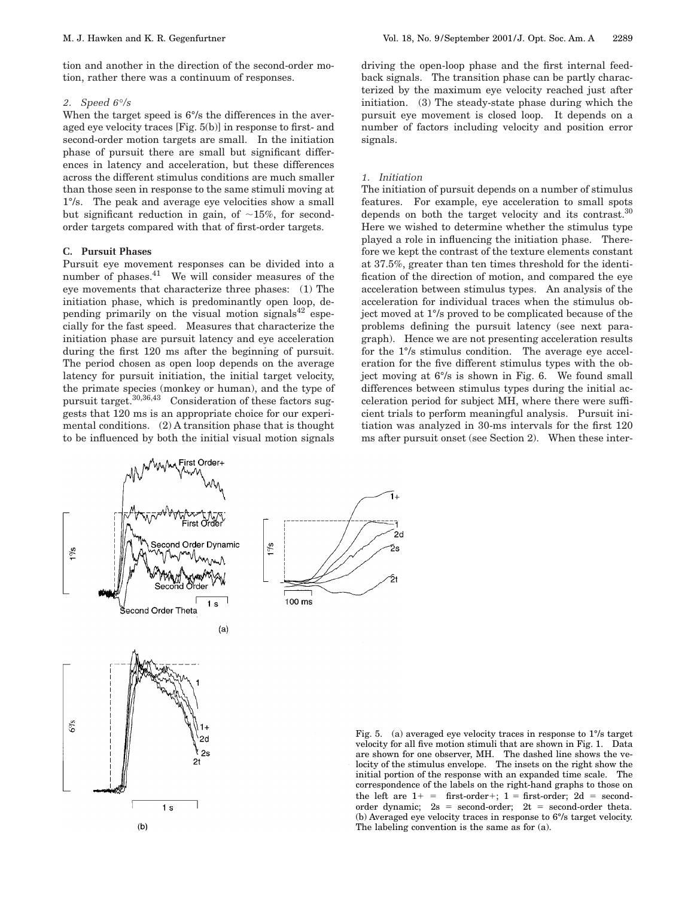tion and another in the direction of the second-order motion, rather there was a continuum of responses.

#### 2. Speed 6°/s

When the target speed is 6°/s the differences in the averaged eye velocity traces [Fig. 5(b)] in response to first- and second-order motion targets are small. In the initiation phase of pursuit there are small but significant differences in latency and acceleration, but these differences across the different stimulus conditions are much smaller than those seen in response to the same stimuli moving at 1°/s. The peak and average eye velocities show a small but significant reduction in gain, of ~15%, for second-order targets compared with that of first-order targets.

### C. Pursuit Phases

Pursuit eye movement responses can be divided into a number of phases.[41] We will consider measures of the eye movements that characterize three phases: (1) The initiation phase, which is predominantly open loop, depending primarily on the visual motion signals[42] especially for the fast speed. Measures that characterize the initiation phase are pursuit latency and eye acceleration during the first 120 ms after the beginning of pursuit. The period chosen as open loop depends on the average latency for pursuit initiation, the initial target velocity, the primate species (monkey or human), and the type of pursuit target.[30,36,43] Consideration of these factors suggests that 120 ms is an appropriate choice for our experimental conditions. (2) A transition phase that is thought to be influenced by both the initial visual motion signals driving the open-loop phase and the first internal feedback signals. The transition phase can be partly characterized by the maximum eye velocity reached just after initiation. (3) The steady-state phase during which the pursuit eye movement is closed loop. It depends on a number of factors including velocity and position error signals.

#### 1. Initiation

The initiation of pursuit depends on a number of stimulus features. For example, eye acceleration to small spots depends on both the target velocity and its contrast.[30] Here we wished to determine whether the stimulus type played a role in influencing the initiation phase. Therefore we kept the contrast of the texture elements constant at 37.5%, greater than ten times threshold for the identification of the direction of motion, and compared the eye acceleration between stimulus types. An analysis of the acceleration for individual traces when the stimulus object moved at 1°/s proved to be complicated because of the problems defining the pursuit latency (see next paragraph). Hence we are not presenting acceleration results for the 1°/s stimulus condition. The average eye acceleration for the five different stimulus types with the object moving at 6°/s is shown in Fig. 6. We found small differences between stimulus types during the initial acceleration period for subject MH, where there were sufficient trials to perform meaningful analysis. Pursuit initiation was analyzed in 30-ms intervals for the first 120 ms after pursuit onset (see Section 2). When these inter-

Fig. 5. (a) averaged eye velocity traces in response to 1°/s target velocity for all five motion stimuli that are shown in Fig. 1. Data are shown for one observer, MH. The dashed line shows the velocity of the stimulus envelope. The insets on the right show the initial portion of the response with an expanded time scale. The correspondence of the labels on the right-hand graphs to those on the left are 1+ = first-order+; 1 = first-order; 2d = second-order dynamic; 2s = second-order; 2t = second-order theta. (b) Averaged eye velocity traces in response to 6°/s target velocity. The labeling convention is the same as for (a).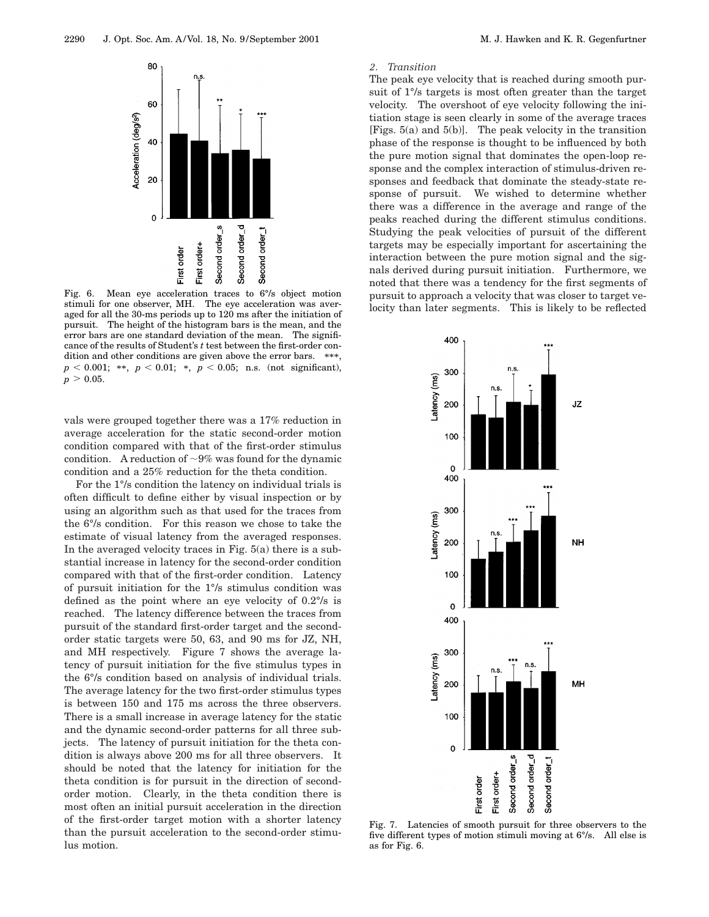Fig. 6. Mean eye acceleration traces to 6°/s object motion stimuli for one observer, MH. The eye acceleration was averaged for all the 30-ms periods up to 120 ms after the initiation of pursuit. The height of the histogram bars is the mean, and the error bars are one standard deviation of the mean. The significance of the results of Student's *t* test between the first-order condition and other conditions are given above the error bars. ***, $p < 0.001$; **, $p < 0.01$; *, $p < 0.05$; n.s. (not significant), $p > 0.05$.

vals were grouped together there was a 17% reduction in average acceleration for the static second-order motion condition compared with that of the first-order stimulus condition. A reduction of ~9% was found for the dynamic condition and a 25% reduction for the theta condition.

For the 1°/s condition the latency on individual trials is often difficult to define either by visual inspection or by using an algorithm such as that used for the traces from the 6°/s condition. For this reason we chose to take the estimate of visual latency from the averaged responses. In the averaged velocity traces in Fig. 5(a) there is a substantial increase in latency for the second-order condition compared with that of the first-order condition. Latency of pursuit initiation for the 1°/s stimulus condition was defined as the point where an eye velocity of 0.2°/s is reached. The latency difference between the traces from pursuit of the standard first-order target and the second-order static targets were 50, 63, and 90 ms for JZ, NH, and MH respectively. Figure 7 shows the average latency of pursuit initiation for the five stimulus types in the 6°/s condition based on analysis of individual trials. The average latency for the two first-order stimulus types is between 150 and 175 ms across the three observers. There is a small increase in average latency for the static and the dynamic second-order patterns for all three subjects. The latency of pursuit initiation for the theta condition is always above 200 ms for all three observers. It should be noted that the latency for initiation for the theta condition is for pursuit in the direction of second-order motion. Clearly, in the theta condition there is most often an initial pursuit acceleration in the direction of the first-order target motion with a shorter latency than the pursuit acceleration to the second-order stimulus motion.

### 2. Transition

The peak eye velocity that is reached during smooth pursuit of 1°/s targets is most often greater than the target velocity. The overshoot of eye velocity following the initiation stage is seen clearly in some of the average traces [Figs. 5(a) and 5(b)]. The peak velocity in the transition phase of the response is thought to be influenced by both the pure motion signal that dominates the open-loop response and the complex interaction of stimulus-driven responses and feedback that dominate the steady-state response of pursuit. We wished to determine whether there was a difference in the average and range of the peaks reached during the different stimulus conditions. Studying the peak velocities of pursuit of the different targets may be especially important for ascertaining the interaction between the pure motion signal and the signals derived during pursuit initiation. Furthermore, we noted that there was a tendency for the first segments of pursuit to approach a velocity that was closer to target velocity than later segments. This is likely to be reflected

Fig. 7. Latencies of smooth pursuit for three observers to the five different types of motion stimuli moving at 6°/s. All else is as for Fig. 6.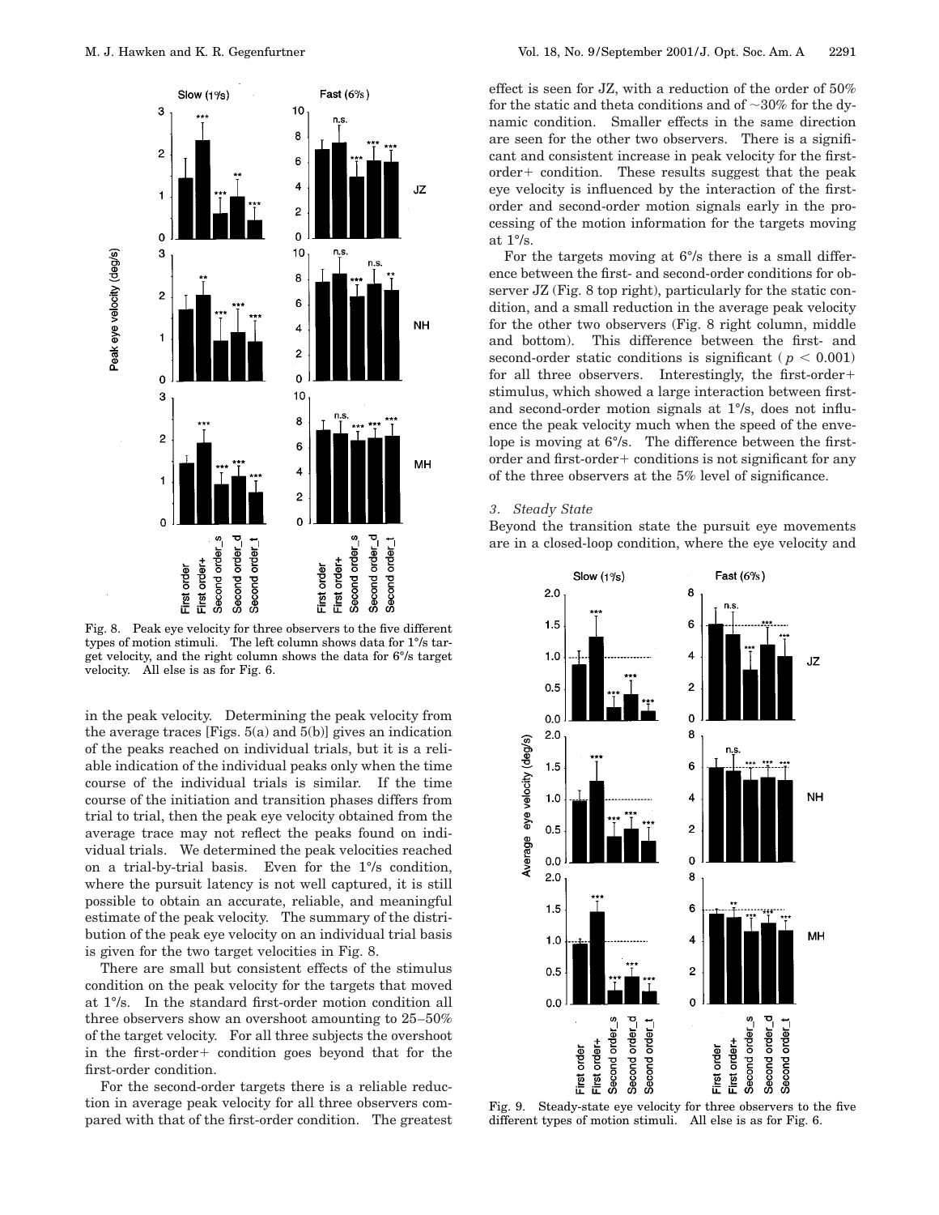Fig. 8. Peak eye velocity for three observers to the five different types of motion stimuli. The left column shows data for 1°/s target velocity, and the right column shows the data for 6°/s target velocity. All else is as for Fig. 6.

in the peak velocity. Determining the peak velocity from the average traces [Figs. 5(a) and 5(b)] gives an indication of the peaks reached on individual trials, but it is a reliable indication of the individual peaks only when the time course of the individual trials is similar. If the time course of the initiation and transition phases differs from trial to trial, then the peak eye velocity obtained from the average trace may not reflect the peaks found on individual trials. We determined the peak velocities reached on a trial-by-trial basis. Even for the 1°/s condition, where the pursuit latency is not well captured, it is still possible to obtain an accurate, reliable, and meaningful estimate of the peak velocity. The summary of the distribution of the peak eye velocity on an individual trial basis is given for the two target velocities in Fig. 8.

There are small but consistent effects of the stimulus condition on the peak velocity for the targets that moved at 1°/s. In the standard first-order motion condition all three observers show an overshoot amounting to 25–50% of the target velocity. For all three subjects the overshoot in the first-order+ condition goes beyond that for the first-order condition.

For the second-order targets there is a reliable reduction in average peak velocity for all three observers compared with that of the first-order condition. The greatest effect is seen for JZ, with a reduction of the order of 50% for the static and theta conditions and of ~30% for the dynamic condition. Smaller effects in the same direction are seen for the other two observers. There is a significant and consistent increase in peak velocity for the first-order+ condition. These results suggest that the peak eye velocity is influenced by the interaction of the first-order and second-order motion signals early in the processing of the motion information for the targets moving at 1°/s.

For the targets moving at 6°/s there is a small difference between the first- and second-order conditions for observer JZ (Fig. 8 top right), particularly for the static condition, and a small reduction in the average peak velocity for the other two observers (Fig. 8 right column, middle and bottom). This difference between the first- and second-order static conditions is significant ($p < 0.001$) for all three observers. Interestingly, the first-order+ stimulus, which showed a large interaction between first- and second-order motion signals at 1°/s, does not influence the peak velocity much when the speed of the envelope is moving at 6°/s. The difference between the first-order and first-order+ conditions is not significant for any of the three observers at the 5% level of significance.

### *3. Steady State*

Beyond the transition state the pursuit eye movements are in a closed-loop condition, where the eye velocity and

Fig. 9. Steady-state eye velocity for three observers to the five different types of motion stimuli. All else is as for Fig. 6.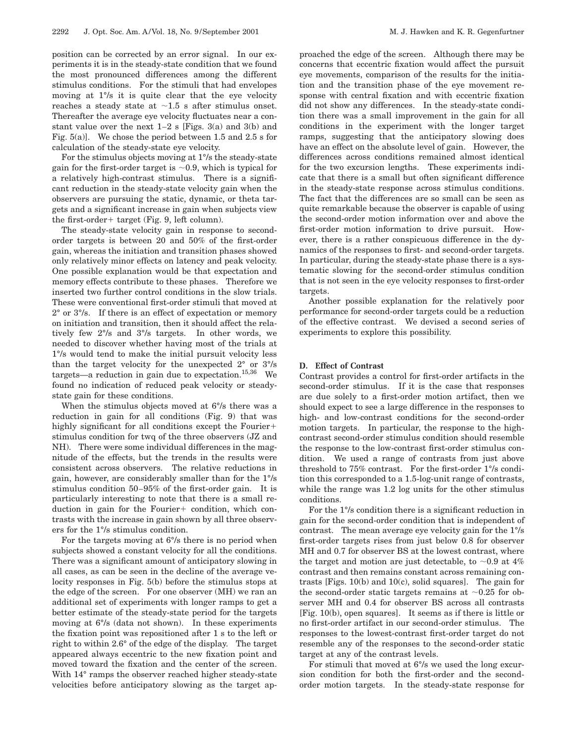position can be corrected by an error signal. In our experiments it is in the steady-state condition that we found the most pronounced differences among the different stimulus conditions. For the stimuli that had envelopes moving at 1°/s it is quite clear that the eye velocity reaches a steady state at ~1.5 s after stimulus onset. Thereafter the average eye velocity fluctuates near a constant value over the next 1–2 s [Figs. 3(a) and 3(b) and Fig. 5(a)]. We chose the period between 1.5 and 2.5 s for calculation of the steady-state eye velocity.

For the stimulus objects moving at 1°/s the steady-state gain for the first-order target is ~0.9, which is typical for a relatively high-contrast stimulus. There is a significant reduction in the steady-state velocity gain when the observers are pursuing the static, dynamic, or theta targets and a significant increase in gain when subjects view the first-order+ target (Fig. 9, left column).

The steady-state velocity gain in response to second-order targets is between 20 and 50% of the first-order gain, whereas the initiation and transition phases showed only relatively minor effects on latency and peak velocity. One possible explanation would be that expectation and memory effects contribute to these phases. Therefore we inserted two further control conditions in the slow trials. These were conventional first-order stimuli that moved at 2° or 3°/s. If there is an effect of expectation or memory on initiation and transition, then it should affect the relatively few 2°/s and 3°/s targets. In other words, we needed to discover whether having most of the trials at 1°/s would tend to make the initial pursuit velocity less than the target velocity for the unexpected 2° or 3°/s targets—a reduction in gain due to expectation.[15,36] We found no indication of reduced peak velocity or steady-state gain for these conditions.

When the stimulus objects moved at 6°/s there was a reduction in gain for all conditions (Fig. 9) that was highly significant for all conditions except the Fourier+ stimulus condition for twq of the three observers (JZ and NH). There were some individual differences in the magnitude of the effects, but the trends in the results were consistent across observers. The relative reductions in gain, however, are considerably smaller than for the 1°/s stimulus condition 50–95% of the first-order gain. It is particularly interesting to note that there is a small reduction in gain for the Fourier+ condition, which contrasts with the increase in gain shown by all three observers for the 1°/s stimulus condition.

For the targets moving at 6°/s there is no period when subjects showed a constant velocity for all the conditions. There was a significant amount of anticipatory slowing in all cases, as can be seen in the decline of the average velocity responses in Fig. 5(b) before the stimulus stops at the edge of the screen. For one observer (MH) we ran an additional set of experiments with longer ramps to get a better estimate of the steady-state period for the targets moving at 6°/s (data not shown). In these experiments the fixation point was repositioned after 1 s to the left or right to within 2.6° of the edge of the display. The target appeared always eccentric to the new fixation point and moved toward the fixation and the center of the screen. With 14° ramps the observer reached higher steady-state velocities before anticipatory slowing as the target approached the edge of the screen. Although there may be concerns that eccentric fixation would affect the pursuit eye movements, comparison of the results for the initiation and the transition phase of the eye movement response with central fixation and with eccentric fixation did not show any differences. In the steady-state condition there was a small improvement in the gain for all conditions in the experiment with the longer target ramps, suggesting that the anticipatory slowing does have an effect on the absolute level of gain. However, the differences across conditions remained almost identical for the two excursion lengths. These experiments indicate that there is a small but often significant difference in the steady-state response across stimulus conditions. The fact that the differences are so small can be seen as quite remarkable because the observer is capable of using the second-order motion information over and above the first-order motion information to drive pursuit. However, there is a rather conspicuous difference in the dynamics of the responses to first- and second-order targets. In particular, during the steady-state phase there is a systematic slowing for the second-order stimulus condition that is not seen in the eye velocity responses to first-order targets.

Another possible explanation for the relatively poor performance for second-order targets could be a reduction of the effective contrast. We devised a second series of experiments to explore this possibility.

### D. Effect of Contrast

Contrast provides a control for first-order artifacts in the second-order stimulus. If it is the case that responses are due solely to a first-order motion artifact, then we should expect to see a large difference in the responses to high- and low-contrast conditions for the second-order motion targets. In particular, the response to the high-contrast second-order stimulus condition should resemble the response to the low-contrast first-order stimulus condition. We used a range of contrasts from just above threshold to 75% contrast. For the first-order 1°/s condition this corresponded to a 1.5-log-unit range of contrasts, while the range was 1.2 log units for the other stimulus conditions.

For the 1°/s condition there is a significant reduction in gain for the second-order condition that is independent of contrast. The mean average eye velocity gain for the 1°/s first-order targets rises from just below 0.8 for observer MH and 0.7 for observer BS at the lowest contrast, where the target and motion are just detectable, to ~0.9 at 4% contrast and then remains constant across remaining contrasts [Figs. 10(b) and 10(c), solid squares]. The gain for the second-order static targets remains at ~0.25 for observer MH and 0.4 for observer BS across all contrasts [Fig. 10(b), open squares]. It seems as if there is little or no first-order artifact in our second-order stimulus. The responses to the lowest-contrast first-order target do not resemble any of the responses to the second-order static target at any of the contrast levels.

For stimuli that moved at 6°/s we used the long excursion condition for both the first-order and the second-order motion targets. In the steady-state response for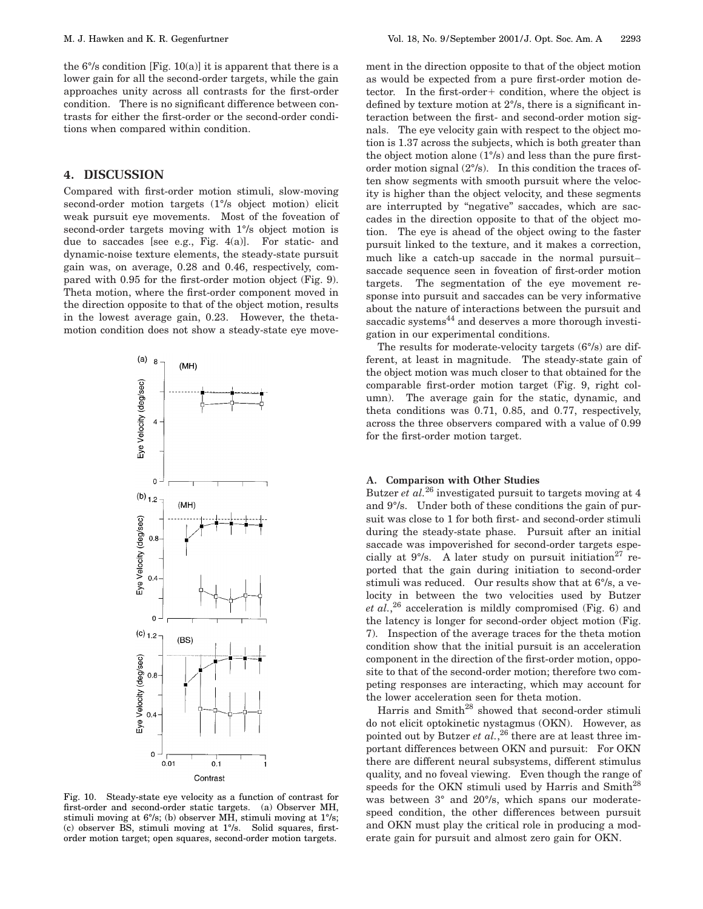the 6°/s condition [Fig. 10(a)] it is apparent that there is a lower gain for all the second-order targets, while the gain approaches unity across all contrasts for the first-order condition. There is no significant difference between contrasts for either the first-order or the second-order conditions when compared within condition.

## 4. DISCUSSION

Compared with first-order motion stimuli, slow-moving second-order motion targets (1°/s object motion) elicit weak pursuit eye movements. Most of the foveation of second-order targets moving with 1°/s object motion is due to saccades [see e.g., Fig. 4(a)]. For static- and dynamic-noise texture elements, the steady-state pursuit gain was, on average, 0.28 and 0.46, respectively, compared with 0.95 for the first-order motion object (Fig. 9). Theta motion, where the first-order component moved in the direction opposite to that of the object motion, results in the lowest average gain, 0.23. However, the theta-motion condition does not show a steady-state eye movement in the direction opposite to that of the object motion as would be expected from a pure first-order motion detector. In the first-order+ condition, where the object is defined by texture motion at 2°/s, there is a significant interaction between the first- and second-order motion signals. The eye velocity gain with respect to the object motion is 1.37 across the subjects, which is both greater than the object motion alone (1°/s) and less than the pure first-order motion signal (2°/s). In this condition the traces often show segments with smooth pursuit where the velocity is higher than the object velocity, and these segments are interrupted by "negative" saccades, which are saccades in the direction opposite to that of the object motion. The eye is ahead of the object owing to the faster pursuit linked to the texture, and it makes a correction, much like a catch-up saccade in the normal pursuit–saccade sequence seen in foveation of first-order motion targets. The segmentation of the eye movement response into pursuit and saccades can be very informative about the nature of interactions between the pursuit and saccadic systems[44] and deserves a more thorough investigation in our experimental conditions.

The results for moderate-velocity targets (6°/s) are different, at least in magnitude. The steady-state gain of the object motion was much closer to that obtained for the comparable first-order motion target (Fig. 9, right column). The average gain for the static, dynamic, and theta conditions was 0.71, 0.85, and 0.77, respectively, across the three observers compared with a value of 0.99 for the first-order motion target.

Fig. 10. Steady-state eye velocity as a function of contrast for first-order and second-order static targets. (a) Observer MH, stimuli moving at 6°/s; (b) observer MH, stimuli moving at 1°/s; (c) observer BS, stimuli moving at 1°/s. Solid squares, first-order motion target; open squares, second-order motion targets.

### A. Comparison with Other Studies

Butzer *et al.*[26] investigated pursuit to targets moving at 4 and 9°/s. Under both of these conditions the gain of pursuit was close to 1 for both first- and second-order stimuli during the steady-state phase. Pursuit after an initial saccade was impoverished for second-order targets especially at 9°/s. A later study on pursuit initiation[27] reported that the gain during initiation to second-order stimuli was reduced. Our results show that at 6°/s, a velocity in between the two velocities used by Butzer *et al.*,[26] acceleration is mildly compromised (Fig. 6) and the latency is longer for second-order object motion (Fig. 7). Inspection of the average traces for the theta motion condition show that the initial pursuit is an acceleration component in the direction of the first-order motion, opposite to that of the second-order motion; therefore two competing responses are interacting, which may account for the lower acceleration seen for theta motion.

Harris and Smith[28] showed that second-order stimuli do not elicit optokinetic nystagmus (OKN). However, as pointed out by Butzer *et al.*,[26] there are at least three important differences between OKN and pursuit: For OKN there are different neural subsystems, different stimulus quality, and no foveal viewing. Even though the range of speeds for the OKN stimuli used by Harris and Smith[28] was between 3° and 20°/s, which spans our moderate-speed condition, the other differences between pursuit and OKN must play the critical role in producing a moderate gain for pursuit and almost zero gain for OKN.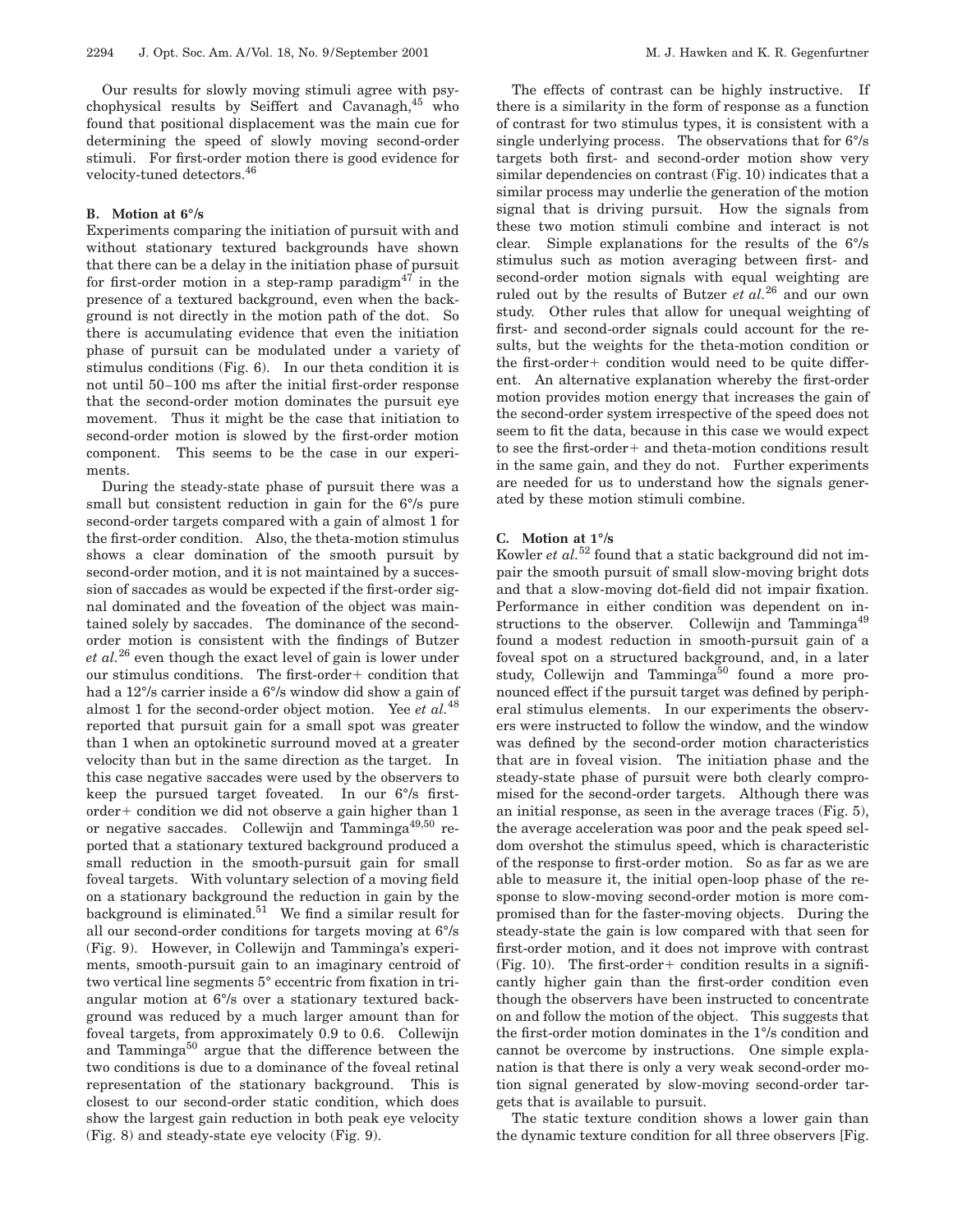Our results for slowly moving stimuli agree with psychophysical results by Seiffert and Cavanagh,[45] who found that positional displacement was the main cue for determining the speed of slowly moving second-order stimuli. For first-order motion there is good evidence for velocity-tuned detectors.[46]

### B. Motion at 6°/s

Experiments comparing the initiation of pursuit with and without stationary textured backgrounds have shown that there can be a delay in the initiation phase of pursuit for first-order motion in a step-ramp paradigm[47] in the presence of a textured background, even when the background is not directly in the motion path of the dot. So there is accumulating evidence that even the initiation phase of pursuit can be modulated under a variety of stimulus conditions (Fig. 6). In our theta condition it is not until 50–100 ms after the initial first-order response that the second-order motion dominates the pursuit eye movement. Thus it might be the case that initiation to second-order motion is slowed by the first-order motion component. This seems to be the case in our experiments.

During the steady-state phase of pursuit there was a small but consistent reduction in gain for the 6°/s pure second-order targets compared with a gain of almost 1 for the first-order condition. Also, the theta-motion stimulus shows a clear domination of the smooth pursuit by second-order motion, and it is not maintained by a succession of saccades as would be expected if the first-order signal dominated and the foveation of the object was maintained solely by saccades. The dominance of the second-order motion is consistent with the findings of Butzer *et al.*[26] even though the exact level of gain is lower under our stimulus conditions. The first-order+ condition that had a 12°/s carrier inside a 6°/s window did show a gain of almost 1 for the second-order object motion. Yee *et al.*[48] reported that pursuit gain for a small spot was greater than 1 when an optokinetic surround moved at a greater velocity than but in the same direction as the target. In this case negative saccades were used by the observers to keep the pursued target foveated. In our 6°/s first-order+ condition we did not observe a gain higher than 1 or negative saccades. Collewijn and Tamminga[49,50] reported that a stationary textured background produced a small reduction in the smooth-pursuit gain for small foveal targets. With voluntary selection of a moving field on a stationary background the reduction in gain by the background is eliminated.[51] We find a similar result for all our second-order conditions for targets moving at 6°/s (Fig. 9). However, in Collewijn and Tamminga's experiments, smooth-pursuit gain to an imaginary centroid of two vertical line segments 5° eccentric from fixation in triangular motion at 6°/s over a stationary textured background was reduced by a much larger amount than for foveal targets, from approximately 0.9 to 0.6. Collewijn and Tamminga[50] argue that the difference between the two conditions is due to a dominance of the foveal retinal representation of the stationary background. This is closest to our second-order static condition, which does show the largest gain reduction in both peak eye velocity (Fig. 8) and steady-state eye velocity (Fig. 9).

The effects of contrast can be highly instructive. If there is a similarity in the form of response as a function of contrast for two stimulus types, it is consistent with a single underlying process. The observations that for 6°/s targets both first- and second-order motion show very similar dependencies on contrast (Fig. 10) indicates that a similar process may underlie the generation of the motion signal that is driving pursuit. How the signals from these two motion stimuli combine and interact is not clear. Simple explanations for the results of the 6°/s stimulus such as motion averaging between first- and second-order motion signals with equal weighting are ruled out by the results of Butzer *et al.*[26] and our own study. Other rules that allow for unequal weighting of first- and second-order signals could account for the results, but the weights for the theta-motion condition or the first-order+ condition would need to be quite different. An alternative explanation whereby the first-order motion provides motion energy that increases the gain of the second-order system irrespective of the speed does not seem to fit the data, because in this case we would expect to see the first-order+ and theta-motion conditions result in the same gain, and they do not. Further experiments are needed for us to understand how the signals generated by these motion stimuli combine.

### C. Motion at 1°/s

Kowler *et al.*[52] found that a static background did not impair the smooth pursuit of small slow-moving bright dots and that a slow-moving dot-field did not impair fixation. Performance in either condition was dependent on instructions to the observer. Collewijn and Tamminga[49] found a modest reduction in smooth-pursuit gain of a foveal spot on a structured background, and, in a later study, Collewijn and Tamminga[50] found a more pronounced effect if the pursuit target was defined by peripheral stimulus elements. In our experiments the observers were instructed to follow the window, and the window was defined by the second-order motion characteristics that are in foveal vision. The initiation phase and the steady-state phase of pursuit were both clearly compromised for the second-order targets. Although there was an initial response, as seen in the average traces (Fig. 5), the average acceleration was poor and the peak speed seldom overshot the stimulus speed, which is characteristic of the response to first-order motion. So as far as we are able to measure it, the initial open-loop phase of the response to slow-moving second-order motion is more compromised than for the faster-moving objects. During the steady-state the gain is low compared with that seen for first-order motion, and it does not improve with contrast (Fig. 10). The first-order+ condition results in a significantly higher gain than the first-order condition even though the observers have been instructed to concentrate on and follow the motion of the object. This suggests that the first-order motion dominates in the 1°/s condition and cannot be overcome by instructions. One simple explanation is that there is only a very weak second-order motion signal generated by slow-moving second-order targets that is available to pursuit.

The static texture condition shows a lower gain than the dynamic texture condition for all three observers [Fig.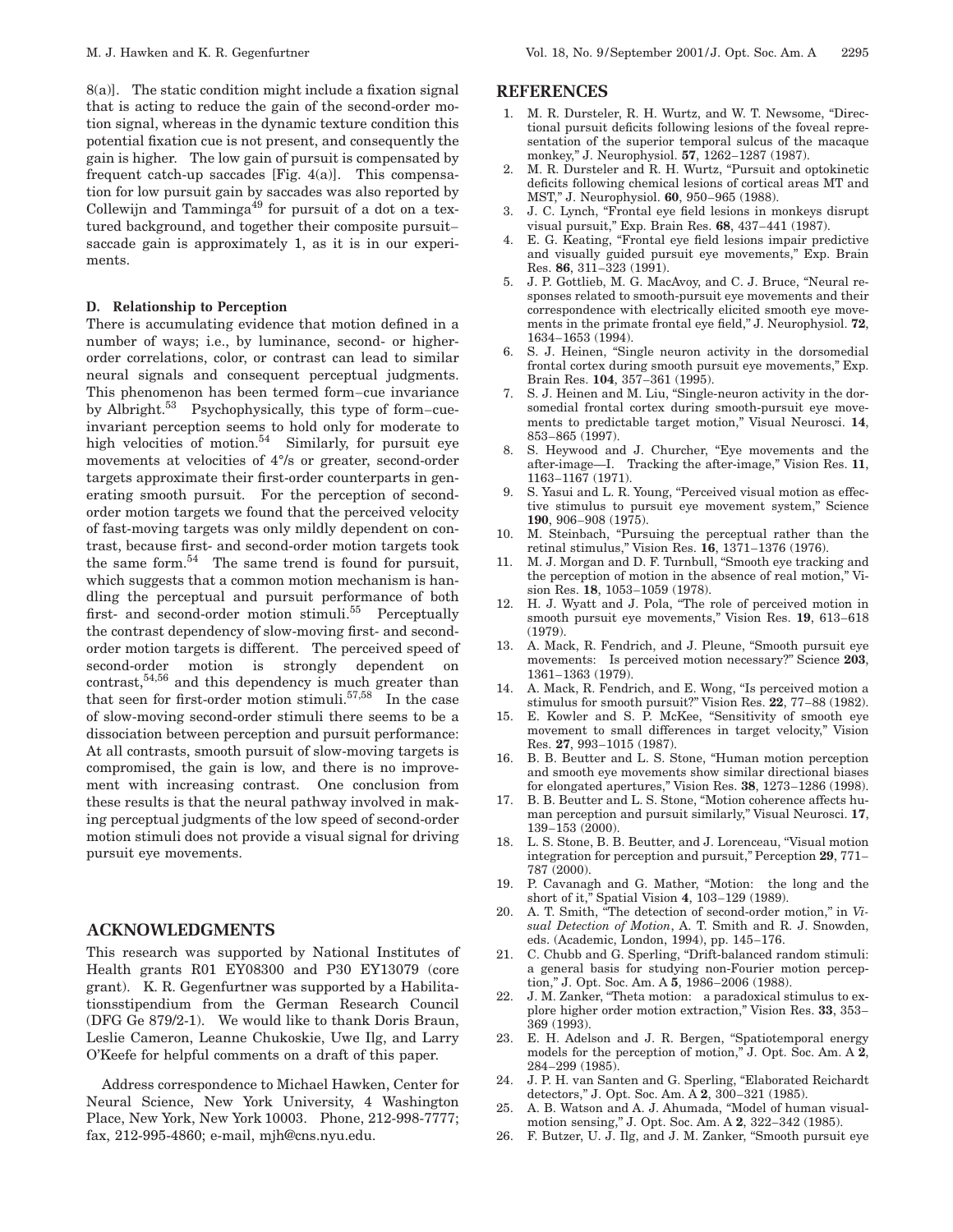8(a)]. The static condition might include a fixation signal that is acting to reduce the gain of the second-order motion signal, whereas in the dynamic texture condition this potential fixation cue is not present, and consequently the gain is higher. The low gain of pursuit is compensated by frequent catch-up saccades [Fig. 4(a)]. This compensation for low pursuit gain by saccades was also reported by Collewijn and Tamminga[49] for pursuit of a dot on a textured background, and together their composite pursuit–saccade gain is approximately 1, as it is in our experiments.

### D. Relationship to Perception

There is accumulating evidence that motion defined in a number of ways; i.e., by luminance, second- or higher-order correlations, color, or contrast can lead to similar neural signals and consequent perceptual judgments. This phenomenon has been termed form–cue invariance by Albright.[53] Psychophysically, this type of form–cue-invariant perception seems to hold only for moderate to high velocities of motion.[54] Similarly, for pursuit eye movements at velocities of 4°/s or greater, second-order targets approximate their first-order counterparts in generating smooth pursuit. For the perception of second-order motion targets we found that the perceived velocity of fast-moving targets was only mildly dependent on contrast, because first- and second-order motion targets took the same form.[54] The same trend is found for pursuit, which suggests that a common motion mechanism is handling the perceptual and pursuit performance of both first- and second-order motion stimuli.[55] Perceptually the contrast dependency of slow-moving first- and second-order motion targets is different. The perceived speed of second-order motion is strongly dependent on contrast,[54,56] and this dependency is much greater than that seen for first-order motion stimuli.[57,58] In the case of slow-moving second-order stimuli there seems to be a dissociation between perception and pursuit performance: At all contrasts, smooth pursuit of slow-moving targets is compromised, the gain is low, and there is no improvement with increasing contrast. One conclusion from these results is that the neural pathway involved in making perceptual judgments of the low speed of second-order motion stimuli does not provide a visual signal for driving pursuit eye movements.

## ACKNOWLEDGMENTS

This research was supported by National Institutes of Health grants R01 EY08300 and P30 EY13079 (core grant). K. R. Gegenfurtner was supported by a Habilitationsstipendium from the German Research Council (DFG Ge 879/2-1). We would like to thank Doris Braun, Leslie Cameron, Leanne Chukoskie, Uwe Ilg, and Larry O'Keefe for helpful comments on a draft of this paper.

Address correspondence to Michael Hawken, Center for Neural Science, New York University, 4 Washington Place, New York, New York 10003. Phone, 212-998-7777; fax, 212-995-4860; e-mail, mjh@cns.nyu.edu.

## REFERENCES

1. M. R. Dursteler, R. H. Wurtz, and W. T. Newsome, "Directional pursuit deficits following lesions of the foveal representation of the superior temporal sulcus of the macaque monkey," J. Neurophysiol. **57**, 1262–1287 (1987).
2. M. R. Dursteler and R. H. Wurtz, "Pursuit and optokinetic deficits following chemical lesions of cortical areas MT and MST," J. Neurophysiol. **60**, 950–965 (1988).
3. J. C. Lynch, "Frontal eye field lesions in monkeys disrupt visual pursuit," Exp. Brain Res. **68**, 437–441 (1987).
4. E. G. Keating, "Frontal eye field lesions impair predictive and visually guided pursuit eye movements," Exp. Brain Res. **86**, 311–323 (1991).
5. J. P. Gottlieb, M. G. MacAvoy, and C. J. Bruce, "Neural responses related to smooth-pursuit eye movements and their correspondence with electrically elicited smooth eye movements in the primate frontal eye field," J. Neurophysiol. **72**, 1634–1653 (1994).
6. S. J. Heinen, "Single neuron activity in the dorsomedial frontal cortex during smooth pursuit eye movements," Exp. Brain Res. **104**, 357–361 (1995).
7. S. J. Heinen and M. Liu, "Single-neuron activity in the dorsomedial frontal cortex during smooth-pursuit eye movements to predictable target motion," Visual Neurosci. **14**, 853–865 (1997).
8. S. Heywood and J. Churcher, "Eye movements and the after-image—I. Tracking the after-image," Vision Res. **11**, 1163–1167 (1971).
9. S. Yasui and L. R. Young, "Perceived visual motion as effective stimulus to pursuit eye movement system," Science **190**, 906–908 (1975).
10. M. Steinbach, "Pursuing the perceptual rather than the retinal stimulus," Vision Res. **16**, 1371–1376 (1976).
11. M. J. Morgan and D. F. Turnbull, "Smooth eye tracking and the perception of motion in the absence of real motion," Vision Res. **18**, 1053–1059 (1978).
12. H. J. Wyatt and J. Pola, "The role of perceived motion in smooth pursuit eye movements," Vision Res. **19**, 613–618 (1979).
13. A. Mack, R. Fendrich, and J. Pleune, "Smooth pursuit eye movements: Is perceived motion necessary?" Science **203**, 1361–1363 (1979).
14. A. Mack, R. Fendrich, and E. Wong, "Is perceived motion a stimulus for smooth pursuit?" Vision Res. **22**, 77–88 (1982).
15. E. Kowler and S. P. McKee, "Sensitivity of smooth eye movement to small differences in target velocity," Vision Res. **27**, 993–1015 (1987).
16. B. B. Beutter and L. S. Stone, "Human motion perception and smooth eye movements show similar directional biases for elongated apertures," Vision Res. **38**, 1273–1286 (1998).
17. B. B. Beutter and L. S. Stone, "Motion coherence affects human perception and pursuit similarly," Visual Neurosci. **17**, 139–153 (2000).
18. L. S. Stone, B. B. Beutter, and J. Lorenceau, "Visual motion integration for perception and pursuit," Perception **29**, 771–787 (2000).
19. P. Cavanagh and G. Mather, "Motion: the long and the short of it," Spatial Vision **4**, 103–129 (1989).
20. A. T. Smith, "The detection of second-order motion," in *Visual Detection of Motion*, A. T. Smith and R. J. Snowden, eds. (Academic, London, 1994), pp. 145–176.
21. C. Chubb and G. Sperling, "Drift-balanced random stimuli: a general basis for studying non-Fourier motion perception," J. Opt. Soc. Am. A **5**, 1986–2006 (1988).
22. J. M. Zanker, "Theta motion: a paradoxical stimulus to explore higher order motion extraction," Vision Res. **33**, 353–369 (1993).
23. E. H. Adelson and J. R. Bergen, "Spatiotemporal energy models for the perception of motion," J. Opt. Soc. Am. A **2**, 284–299 (1985).
24. J. P. H. van Santen and G. Sperling, "Elaborated Reichardt detectors," J. Opt. Soc. Am. A **2**, 300–321 (1985).
25. A. B. Watson and A. J. Ahumada, "Model of human visual-motion sensing," J. Opt. Soc. Am. A **2**, 322–342 (1985).
26. F. Butzer, U. J. Ilg, and J. M. Zanker, "Smooth pursuit eye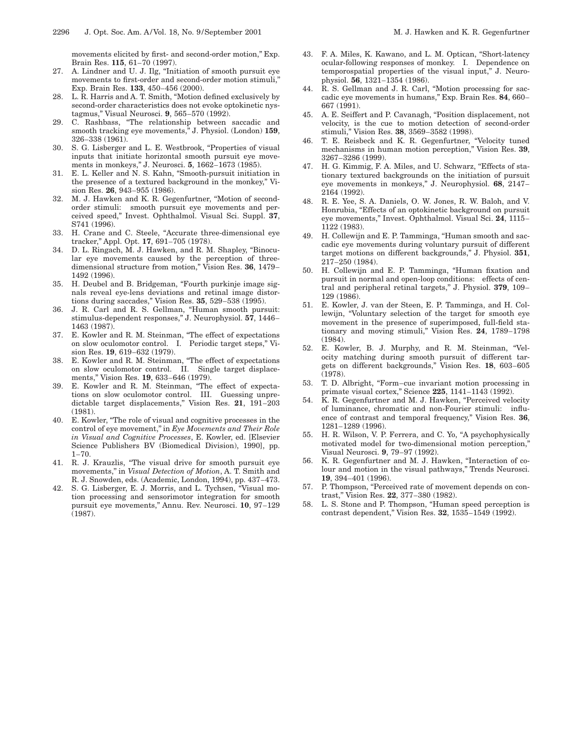movements elicited by first- and second-order motion," Exp. Brain Res. **115**, 61–70 (1997).

27. A. Lindner and U. J. Ilg, "Initiation of smooth pursuit eye movements to first-order and second-order motion stimuli," Exp. Brain Res. **133**, 450–456 (2000).
28. L. R. Harris and A. T. Smith, "Motion defined exclusively by second-order characteristics does not evoke optokinetic nystagmus," Visual Neurosci. **9**, 565–570 (1992).
29. C. Rashbass, "The relationship between saccadic and smooth tracking eye movements," J. Physiol. (London) **159**, 326–338 (1961).
30. S. G. Lisberger and L. E. Westbrook, "Properties of visual inputs that initiate horizontal smooth pursuit eye movements in monkeys," J. Neurosci. **5**, 1662–1673 (1985).
31. E. L. Keller and N. S. Kahn, "Smooth-pursuit initiation in the presence of a textured background in the monkey," Vision Res. **26**, 943–955 (1986).
32. M. J. Hawken and K. R. Gegenfurtner, "Motion of second-order stimuli: smooth pursuit eye movements and perceived speed," Invest. Ophthalmol. Visual Sci. Suppl. **37**, S741 (1996).
33. H. Crane and C. Steele, "Accurate three-dimensional eye tracker," Appl. Opt. **17**, 691–705 (1978).
34. D. L. Ringach, M. J. Hawken, and R. M. Shapley, "Binocular eye movements caused by the perception of three-dimensional structure from motion," Vision Res. **36**, 1479–1492 (1996).
35. H. Deubel and B. Bridgeman, "Fourth purkinje image signals reveal eye-lens deviations and retinal image distortions during saccades," Vision Res. **35**, 529–538 (1995).
36. J. R. Carl and R. S. Gellman, "Human smooth pursuit: stimulus-dependent responses," J. Neurophysiol. **57**, 1446–1463 (1987).
37. E. Kowler and R. M. Steinman, "The effect of expectations on slow oculomotor control. I. Periodic target steps," Vision Res. **19**, 619–632 (1979).
38. E. Kowler and R. M. Steinman, "The effect of expectations on slow oculomotor control. II. Single target displacements," Vision Res. **19**, 633–646 (1979).
39. E. Kowler and R. M. Steinman, "The effect of expectations on slow oculomotor control. III. Guessing unpredictable target displacements," Vision Res. **21**, 191–203 (1981).
40. E. Kowler, "The role of visual and cognitive processes in the control of eye movement," in *Eye Movements and Their Role in Visual and Cognitive Processes*, E. Kowler, ed. [Elsevier Science Publishers BV (Biomedical Division), 1990], pp. 1–70.
41. R. J. Krauzlis, "The visual drive for smooth pursuit eye movements," in *Visual Detection of Motion*, A. T. Smith and R. J. Snowden, eds. (Academic, London, 1994), pp. 437–473.
42. S. G. Lisberger, E. J. Morris, and L. Tychsen, "Visual motion processing and sensorimotor integration for smooth pursuit eye movements," Annu. Rev. Neurosci. **10**, 97–129 (1987).
43. F. A. Miles, K. Kawano, and L. M. Optican, "Short-latency ocular-following responses of monkey. I. Dependence on temporospatial properties of the visual input," J. Neurophysiol. **56**, 1321–1354 (1986).
44. R. S. Gellman and J. R. Carl, "Motion processing for saccadic eye movements in humans," Exp. Brain Res. **84**, 660–667 (1991).
45. A. E. Seiffert and P. Cavanagh, "Position displacement, not velocity, is the cue to motion detection of second-order stimuli," Vision Res. **38**, 3569–3582 (1998).
46. T. E. Reisbeck and K. R. Gegenfurtner, "Velocity tuned mechanisms in human motion perception," Vision Res. **39**, 3267–3286 (1999).
47. H. G. Kimmig, F. A. Miles, and U. Schwarz, "Effects of stationary textured backgrounds on the initiation of pursuit eye movements in monkeys," J. Neurophysiol. **68**, 2147–2164 (1992).
48. R. E. Yee, S. A. Daniels, O. W. Jones, R. W. Baloh, and V. Honrubia, "Effects of an optokinetic background on pursuit eye movements," Invest. Ophthalmol. Visual Sci. **24**, 1115–1122 (1983).
49. H. Collewijn and E. P. Tamminga, "Human smooth and saccadic eye movements during voluntary pursuit of different target motions on different backgrounds," J. Physiol. **351**, 217–250 (1984).
50. H. Collewijn and E. P. Tamminga, "Human fixation and pursuit in normal and open-loop conditions: effects of central and peripheral retinal targets," J. Physiol. **379**, 109–129 (1986).
51. E. Kowler, J. van der Steen, E. P. Tamminga, and H. Collewijn, "Voluntary selection of the target for smooth eye movement in the presence of superimposed, full-field stationary and moving stimuli," Vision Res. **24**, 1789–1798 (1984).
52. E. Kowler, B. J. Murphy, and R. M. Steinman, "Velocity matching during smooth pursuit of different targets on different backgrounds," Vision Res. **18**, 603–605 (1978).
53. T. D. Albright, "Form–cue invariant motion processing in primate visual cortex," Science **225**, 1141–1143 (1992).
54. K. R. Gegenfurtner and M. J. Hawken, "Perceived velocity of luminance, chromatic and non-Fourier stimuli: influence of contrast and temporal frequency," Vision Res. **36**, 1281–1289 (1996).
55. H. R. Wilson, V. P. Ferrera, and C. Yo, "A psychophysically motivated model for two-dimensional motion perception," Visual Neurosci. **9**, 79–97 (1992).
56. K. R. Gegenfurtner and M. J. Hawken, "Interaction of colour and motion in the visual pathways," Trends Neurosci. **19**, 394–401 (1996).
57. P. Thompson, "Perceived rate of movement depends on contrast," Vision Res. **22**, 377–380 (1982).
58. L. S. Stone and P. Thompson, "Human speed perception is contrast dependent," Vision Res. **32**, 1535–1549 (1992).